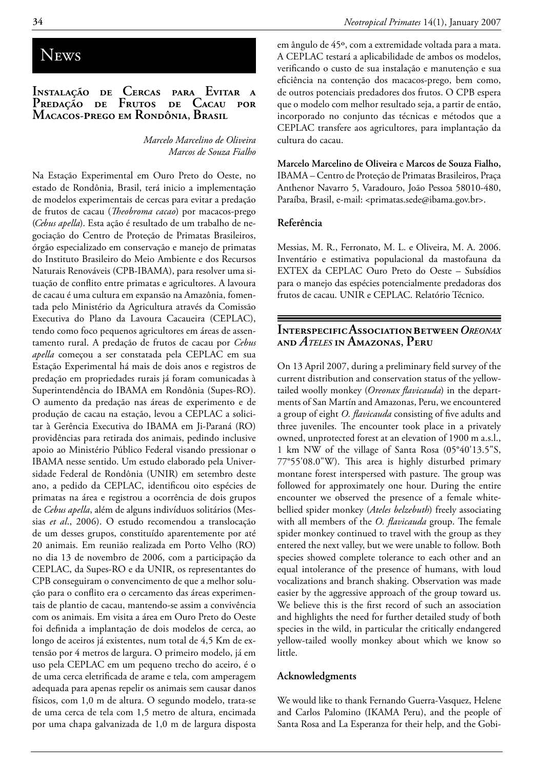# News

## Instalação de Cercas para Evitar a Predação de Frutos de Cacau por Macacos-prego em Rondônia, Brasil

*Marcelo Marcelino de Oliveira*
*Marcos de Souza Fialho*

Na Estação Experimental em Ouro Preto do Oeste, no estado de Rondônia, Brasil, terá inicio a implementação de modelos experimentais de cercas para evitar a predação de frutos de cacau (*Theobroma cacao*) por macacos-prego (*Cebus apella*). Esta ação é resultado de um trabalho de negociação do Centro de Proteção de Primatas Brasileiros, órgão especializado em conservação e manejo de primatas do Instituto Brasileiro do Meio Ambiente e dos Recursos Naturais Renováveis (CPB-IBAMA), para resolver uma situação de conflito entre primatas e agricultores. A lavoura de cacau é uma cultura em expansão na Amazônia, fomentada pelo Ministério da Agricultura através da Comissão Executiva do Plano da Lavoura Cacaueira (CEPLAC), tendo como foco pequenos agricultores em áreas de assentamento rural. A predação de frutos de cacau por *Cebus apella* começou a ser constatada pela CEPLAC em sua Estação Experimental há mais de dois anos e registros de predação em propriedades rurais já foram comunicadas à Superintendência do IBAMA em Rondônia (Supes-RO). O aumento da predação nas áreas de experimento e de produção de cacau na estação, levou a CEPLAC a solicitar à Gerência Executiva do IBAMA em Ji-Paraná (RO) providências para retirada dos animais, pedindo inclusive apoio ao Ministério Público Federal visando pressionar o IBAMA nesse sentido. Um estudo elaborado pela Universidade Federal de Rondônia (UNIR) em setembro deste ano, a pedido da CEPLAC, identificou oito espécies de primatas na área e registrou a ocorrência de dois grupos de *Cebus apella*, além de alguns indivíduos solitários (Messias *et al*., 2006). O estudo recomendou a translocação de um desses grupos, constituído aparentemente por até 20 animais. Em reunião realizada em Porto Velho (RO) no dia 13 de novembro de 2006, com a participação da CEPLAC, da Supes-RO e da UNIR, os representantes do CPB conseguiram o convencimento de que a melhor solução para o conflito era o cercamento das áreas experimentais de plantio de cacau, mantendo-se assim a convivência com os animais. Em visita a área em Ouro Preto do Oeste foi definida a implantação de dois modelos de cerca, ao longo de aceiros já existentes, num total de 4,5 Km de extensão por 4 metros de largura. O primeiro modelo, já em uso pela CEPLAC em um pequeno trecho do aceiro, é o de uma cerca eletrificada de arame e tela, com amperagem adequada para apenas repelir os animais sem causar danos físicos, com 1,0 m de altura. O segundo modelo, trata-se de uma cerca de tela com 1,5 metro de altura, encimada por uma chapa galvanizada de 1,0 m de largura disposta em ângulo de 45º, com a extremidade voltada para a mata. A CEPLAC testará a aplicabilidade de ambos os modelos, verificando o custo de sua instalação e manutenção e sua eficiência na contenção dos macacos-prego, bem como, de outros potenciais predadores dos frutos. O CPB espera que o modelo com melhor resultado seja, a partir de então, incorporado no conjunto das técnicas e métodos que a CEPLAC transfere aos agricultores, para implantação da cultura do cacau.

**Marcelo Marcelino de Oliveira** e **Marcos de Souza Fialho,** IBAMA – Centro de Proteção de Primatas Brasileiros, Praça Anthenor Navarro 5, Varadouro, João Pessoa 58010-480, Paraíba, Brasil, e-mail: <primatas.sede@ibama.gov.br>.

### Referência

Messias, M. R., Ferronato, M. L. e Oliveira, M. A. 2006. Inventário e estimativa populacional da mastofauna da EXTEX da CEPLAC Ouro Preto do Oeste – Subsídios para o manejo das espécies potencialmente predadoras dos frutos de cacau. UNIR e CEPLAC. Relatório Técnico.

## Interspecific Association Between *Oreonax* and *Ateles* in Amazonas, Peru

On 13 April 2007, during a preliminary field survey of the current distribution and conservation status of the yellow-tailed woolly monkey (*Oreonax flavicauda*) in the departments of San Martín and Amazonas, Peru, we encountered a group of eight *O. flavicauda* consisting of five adults and three juveniles. The encounter took place in a privately owned, unprotected forest at an elevation of 1900 m a.s.l., 1 km NW of the village of Santa Rosa (05°40'13.5"S, 77°55'08.0"W). This area is highly disturbed primary montane forest interspersed with pasture. The group was followed for approximately one hour. During the entire encounter we observed the presence of a female white-bellied spider monkey (*Ateles belzebuth*) freely associating with all members of the *O. flavicauda* group. The female spider monkey continued to travel with the group as they entered the next valley, but we were unable to follow. Both species showed complete tolerance to each other and an equal intolerance of the presence of humans, with loud vocalizations and branch shaking. Observation was made easier by the aggressive approach of the group toward us. We believe this is the first record of such an association and highlights the need for further detailed study of both species in the wild, in particular the critically endangered yellow-tailed woolly monkey about which we know so little.

### Acknowledgments

We would like to thank Fernando Guerra-Vasquez, Helene and Carlos Palomino (IKAMA Peru), and the people of Santa Rosa and La Esperanza for their help, and the Gobi-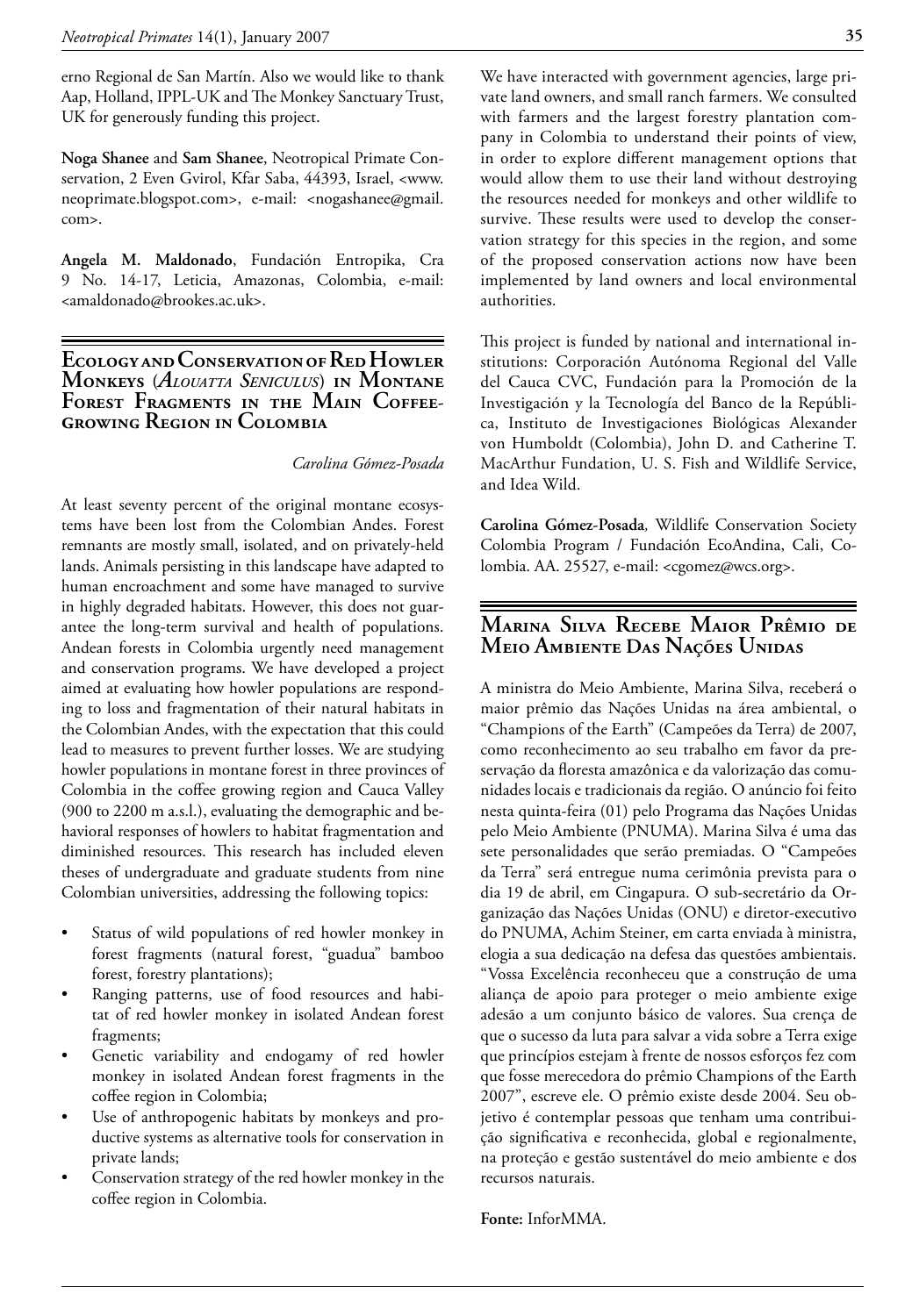erno Regional de San Martín. Also we would like to thank Aap, Holland, IPPL-UK and The Monkey Sanctuary Trust, UK for generously funding this project.

**Noga Shanee** and **Sam Shanee**, Neotropical Primate Conservation, 2 Even Gvirol, Kfar Saba, 44393, Israel, <www.neoprimate.blogspot.com>, e-mail: <nogashanee@gmail.com>.

**Angela M. Maldonado**, Fundación Entropika, Cra 9 No. 14-17, Leticia, Amazonas, Colombia, e-mail: <amaldonado@brookes.ac.uk>.

## Ecology and Conservation of Red Howler Monkeys (*Alouatta seniculus*) in Montane Forest Fragments in the Main Coffee-Growing Region in Colombia

*Carolina Gómez-Posada*

At least seventy percent of the original montane ecosystems have been lost from the Colombian Andes. Forest remnants are mostly small, isolated, and on privately-held lands. Animals persisting in this landscape have adapted to human encroachment and some have managed to survive in highly degraded habitats. However, this does not guarantee the long-term survival and health of populations. Andean forests in Colombia urgently need management and conservation programs. We have developed a project aimed at evaluating how howler populations are responding to loss and fragmentation of their natural habitats in the Colombian Andes, with the expectation that this could lead to measures to prevent further losses. We are studying howler populations in montane forest in three provinces of Colombia in the coffee growing region and Cauca Valley (900 to 2200 m a.s.l.), evaluating the demographic and behavioral responses of howlers to habitat fragmentation and diminished resources. This research has included eleven theses of undergraduate and graduate students from nine Colombian universities, addressing the following topics:

- Status of wild populations of red howler monkey in forest fragments (natural forest, "guadua" bamboo forest, forestry plantations);
- Ranging patterns, use of food resources and habitat of red howler monkey in isolated Andean forest fragments;
- Genetic variability and endogamy of red howler monkey in isolated Andean forest fragments in the coffee region in Colombia;
- Use of anthropogenic habitats by monkeys and productive systems as alternative tools for conservation in private lands;
- Conservation strategy of the red howler monkey in the coffee region in Colombia.

We have interacted with government agencies, large private land owners, and small ranch farmers. We consulted with farmers and the largest forestry plantation company in Colombia to understand their points of view, in order to explore different management options that would allow them to use their land without destroying the resources needed for monkeys and other wildlife to survive. These results were used to develop the conservation strategy for this species in the region, and some of the proposed conservation actions now have been implemented by land owners and local environmental authorities.

This project is funded by national and international institutions: Corporación Autónoma Regional del Valle del Cauca CVC, Fundación para la Promoción de la Investigación y la Tecnología del Banco de la República, Instituto de Investigaciones Biológicas Alexander von Humboldt (Colombia), John D. and Catherine T. MacArthur Fundation, U. S. Fish and Wildlife Service, and Idea Wild.

**Carolina Gómez-Posada**, Wildlife Conservation Society Colombia Program / Fundación EcoAndina, Cali, Colombia. AA. 25527, e-mail: <cgomez@wcs.org>.

## Marina Silva Recebe Maior Prêmio de Meio Ambiente das Nações Unidas

A ministra do Meio Ambiente, Marina Silva, receberá o maior prêmio das Nações Unidas na área ambiental, o "Champions of the Earth" (Campeões da Terra) de 2007, como reconhecimento ao seu trabalho em favor da preservação da floresta amazônica e da valorização das comunidades locais e tradicionais da região. O anúncio foi feito nesta quinta-feira (01) pelo Programa das Nações Unidas pelo Meio Ambiente (PNUMA). Marina Silva é uma das sete personalidades que serão premiadas. O "Campeões da Terra" será entregue numa cerimônia prevista para o dia 19 de abril, em Cingapura. O sub-secretário da Organização das Nações Unidas (ONU) e diretor-executivo do PNUMA, Achim Steiner, em carta enviada à ministra, elogia a sua dedicação na defesa das questões ambientais. "Vossa Excelência reconheceu que a construção de uma aliança de apoio para proteger o meio ambiente exige adesão a um conjunto básico de valores. Sua crença de que o sucesso da luta para salvar a vida sobre a Terra exige que princípios estejam à frente de nossos esforços fez com que fosse merecedora do prêmio Champions of the Earth 2007", escreve ele. O prêmio existe desde 2004. Seu objetivo é contemplar pessoas que tenham uma contribuição significativa e reconhecida, global e regionalmente, na proteção e gestão sustentável do meio ambiente e dos recursos naturais.

**Fonte:** InforMMA.